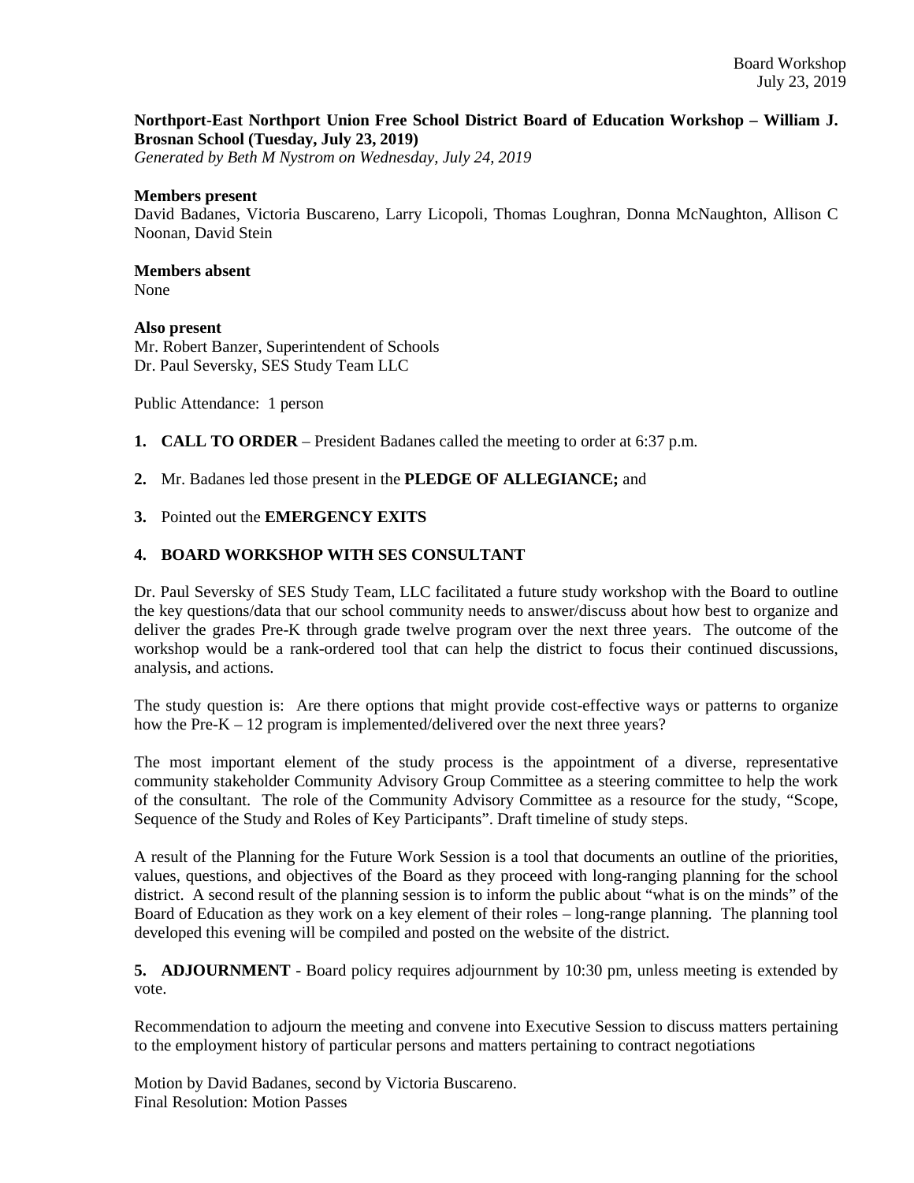Board Workshop
July 23, 2019

**Northport-East Northport Union Free School District Board of Education Workshop – William J. Brosnan School (Tuesday, July 23, 2019)**
*Generated by Beth M Nystrom on Wednesday, July 24, 2019*

**Members present**
David Badanes, Victoria Buscareno, Larry Licopoli, Thomas Loughran, Donna McNaughton, Allison C Noonan, David Stein

**Members absent**
None

**Also present**
Mr. Robert Banzer, Superintendent of Schools
Dr. Paul Seversky, SES Study Team LLC

Public Attendance: 1 person

1. **CALL TO ORDER** – President Badanes called the meeting to order at 6:37 p.m.

2. Mr. Badanes led those present in the **PLEDGE OF ALLEGIANCE;** and

3. Pointed out the **EMERGENCY EXITS**

4. **BOARD WORKSHOP WITH SES CONSULTANT**

Dr. Paul Seversky of SES Study Team, LLC facilitated a future study workshop with the Board to outline the key questions/data that our school community needs to answer/discuss about how best to organize and deliver the grades Pre-K through grade twelve program over the next three years. The outcome of the workshop would be a rank-ordered tool that can help the district to focus their continued discussions, analysis, and actions.

The study question is: Are there options that might provide cost-effective ways or patterns to organize how the Pre-K – 12 program is implemented/delivered over the next three years?

The most important element of the study process is the appointment of a diverse, representative community stakeholder Community Advisory Group Committee as a steering committee to help the work of the consultant. The role of the Community Advisory Committee as a resource for the study, "Scope, Sequence of the Study and Roles of Key Participants". Draft timeline of study steps.

A result of the Planning for the Future Work Session is a tool that documents an outline of the priorities, values, questions, and objectives of the Board as they proceed with long-ranging planning for the school district. A second result of the planning session is to inform the public about "what is on the minds" of the Board of Education as they work on a key element of their roles – long-range planning. The planning tool developed this evening will be compiled and posted on the website of the district.

5. **ADJOURNMENT** - Board policy requires adjournment by 10:30 pm, unless meeting is extended by vote.

Recommendation to adjourn the meeting and convene into Executive Session to discuss matters pertaining to the employment history of particular persons and matters pertaining to contract negotiations

Motion by David Badanes, second by Victoria Buscareno.
Final Resolution: Motion Passes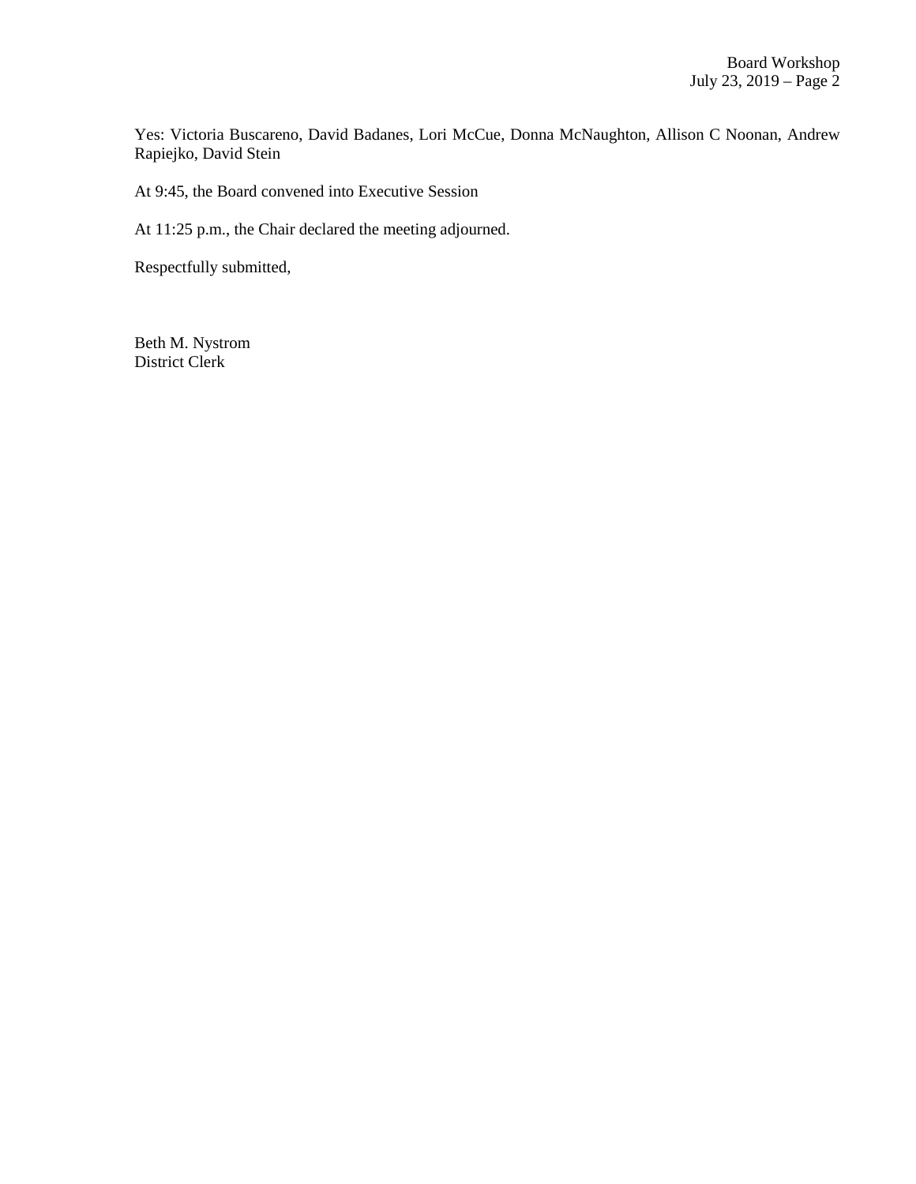Yes: Victoria Buscareno, David Badanes, Lori McCue, Donna McNaughton, Allison C Noonan, Andrew Rapiejko, David Stein

At 9:45, the Board convened into Executive Session

At 11:25 p.m., the Chair declared the meeting adjourned.

Respectfully submitted,

Beth M. Nystrom
District Clerk